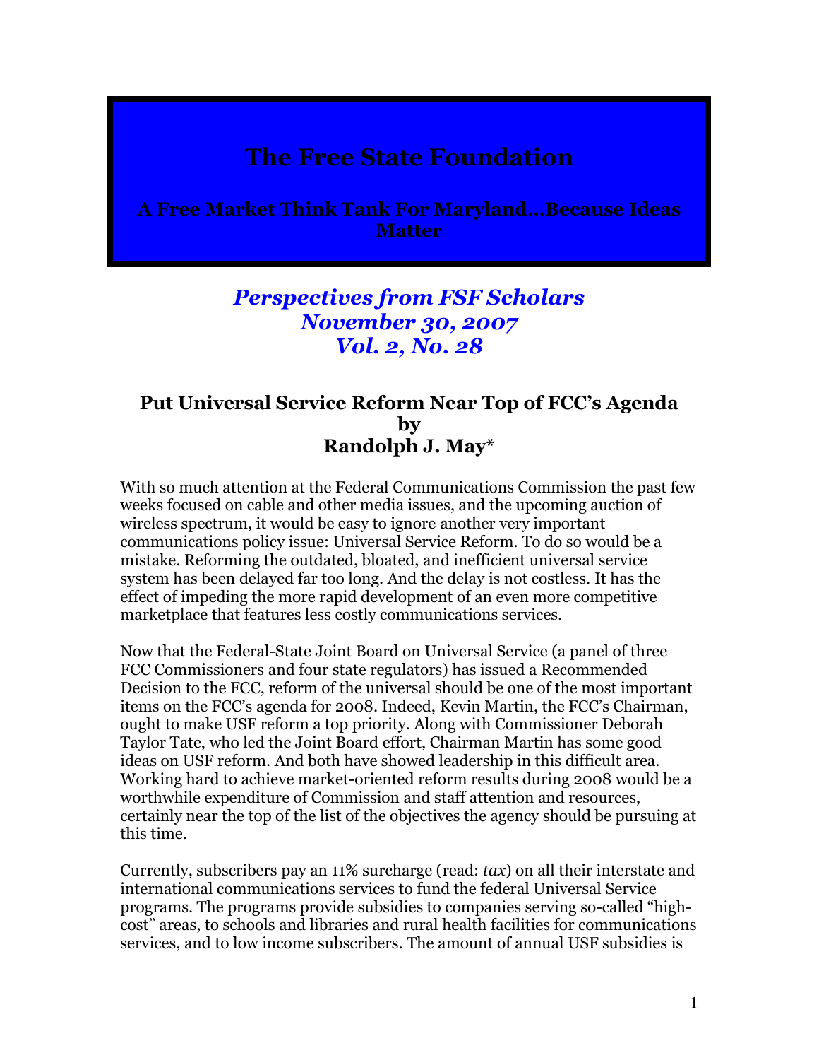# The Free State Foundation

**A Free Market Think Tank For Maryland…Because Ideas Matter**

***Perspectives from FSF Scholars***
***November 30, 2007***
***Vol. 2, No. 28***

## Put Universal Service Reform Near Top of FCC's Agenda
## by
## Randolph J. May*

With so much attention at the Federal Communications Commission the past few weeks focused on cable and other media issues, and the upcoming auction of wireless spectrum, it would be easy to ignore another very important communications policy issue: Universal Service Reform. To do so would be a mistake. Reforming the outdated, bloated, and inefficient universal service system has been delayed far too long. And the delay is not costless. It has the effect of impeding the more rapid development of an even more competitive marketplace that features less costly communications services.

Now that the Federal-State Joint Board on Universal Service (a panel of three FCC Commissioners and four state regulators) has issued a Recommended Decision to the FCC, reform of the universal should be one of the most important items on the FCC's agenda for 2008. Indeed, Kevin Martin, the FCC's Chairman, ought to make USF reform a top priority. Along with Commissioner Deborah Taylor Tate, who led the Joint Board effort, Chairman Martin has some good ideas on USF reform. And both have showed leadership in this difficult area. Working hard to achieve market-oriented reform results during 2008 would be a worthwhile expenditure of Commission and staff attention and resources, certainly near the top of the list of the objectives the agency should be pursuing at this time.

Currently, subscribers pay an 11% surcharge (read: *tax*) on all their interstate and international communications services to fund the federal Universal Service programs. The programs provide subsidies to companies serving so-called "high-cost" areas, to schools and libraries and rural health facilities for communications services, and to low income subscribers. The amount of annual USF subsidies is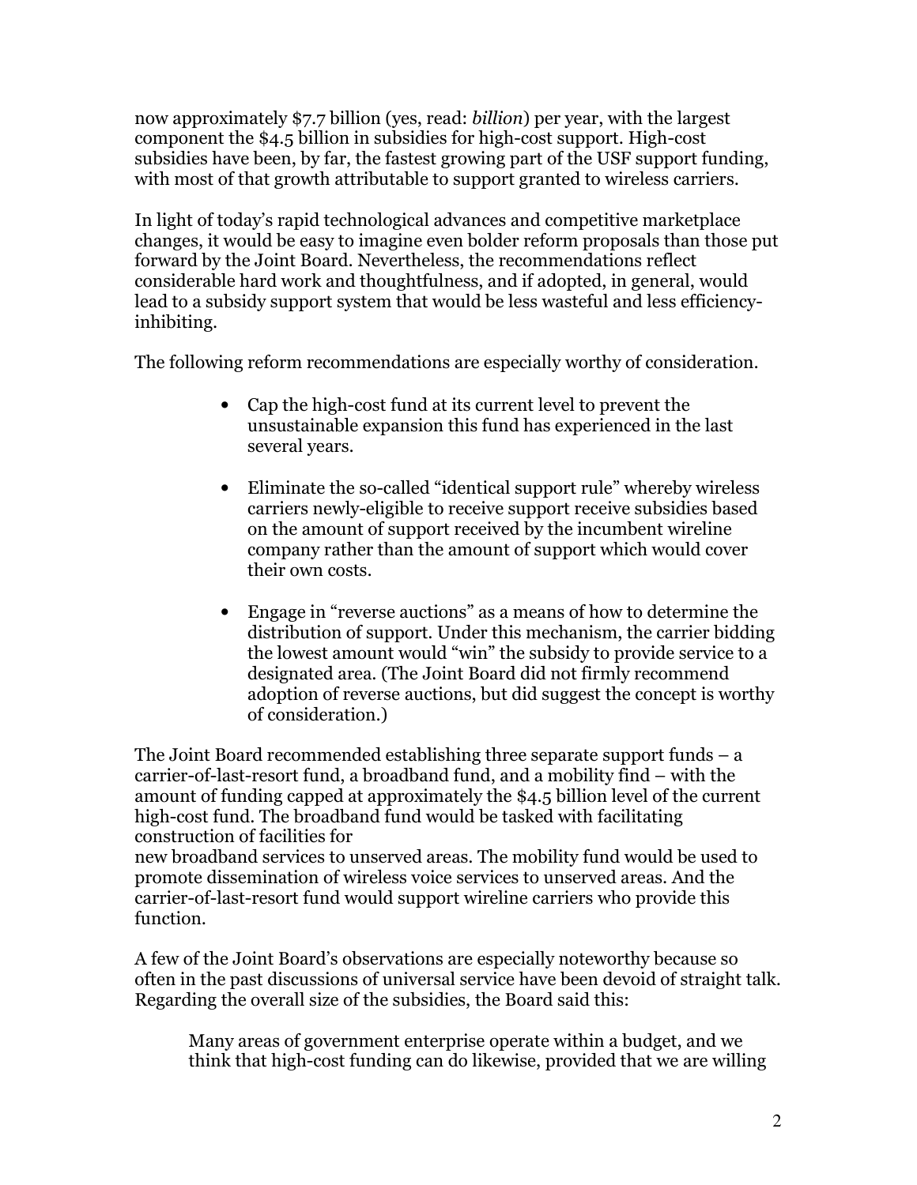now approximately $7.7 billion (yes, read: *billion*) per year, with the largest component the $4.5 billion in subsidies for high-cost support. High-cost subsidies have been, by far, the fastest growing part of the USF support funding, with most of that growth attributable to support granted to wireless carriers.

In light of today's rapid technological advances and competitive marketplace changes, it would be easy to imagine even bolder reform proposals than those put forward by the Joint Board. Nevertheless, the recommendations reflect considerable hard work and thoughtfulness, and if adopted, in general, would lead to a subsidy support system that would be less wasteful and less efficiency-inhibiting.

The following reform recommendations are especially worthy of consideration.

- Cap the high-cost fund at its current level to prevent the unsustainable expansion this fund has experienced in the last several years.

- Eliminate the so-called "identical support rule" whereby wireless carriers newly-eligible to receive support receive subsidies based on the amount of support received by the incumbent wireline company rather than the amount of support which would cover their own costs.

- Engage in "reverse auctions" as a means of how to determine the distribution of support. Under this mechanism, the carrier bidding the lowest amount would "win" the subsidy to provide service to a designated area. (The Joint Board did not firmly recommend adoption of reverse auctions, but did suggest the concept is worthy of consideration.)

The Joint Board recommended establishing three separate support funds – a carrier-of-last-resort fund, a broadband fund, and a mobility find – with the amount of funding capped at approximately the $4.5 billion level of the current high-cost fund. The broadband fund would be tasked with facilitating construction of facilities for new broadband services to unserved areas. The mobility fund would be used to promote dissemination of wireless voice services to unserved areas. And the carrier-of-last-resort fund would support wireline carriers who provide this function.

A few of the Joint Board's observations are especially noteworthy because so often in the past discussions of universal service have been devoid of straight talk. Regarding the overall size of the subsidies, the Board said this:

> Many areas of government enterprise operate within a budget, and we think that high-cost funding can do likewise, provided that we are willing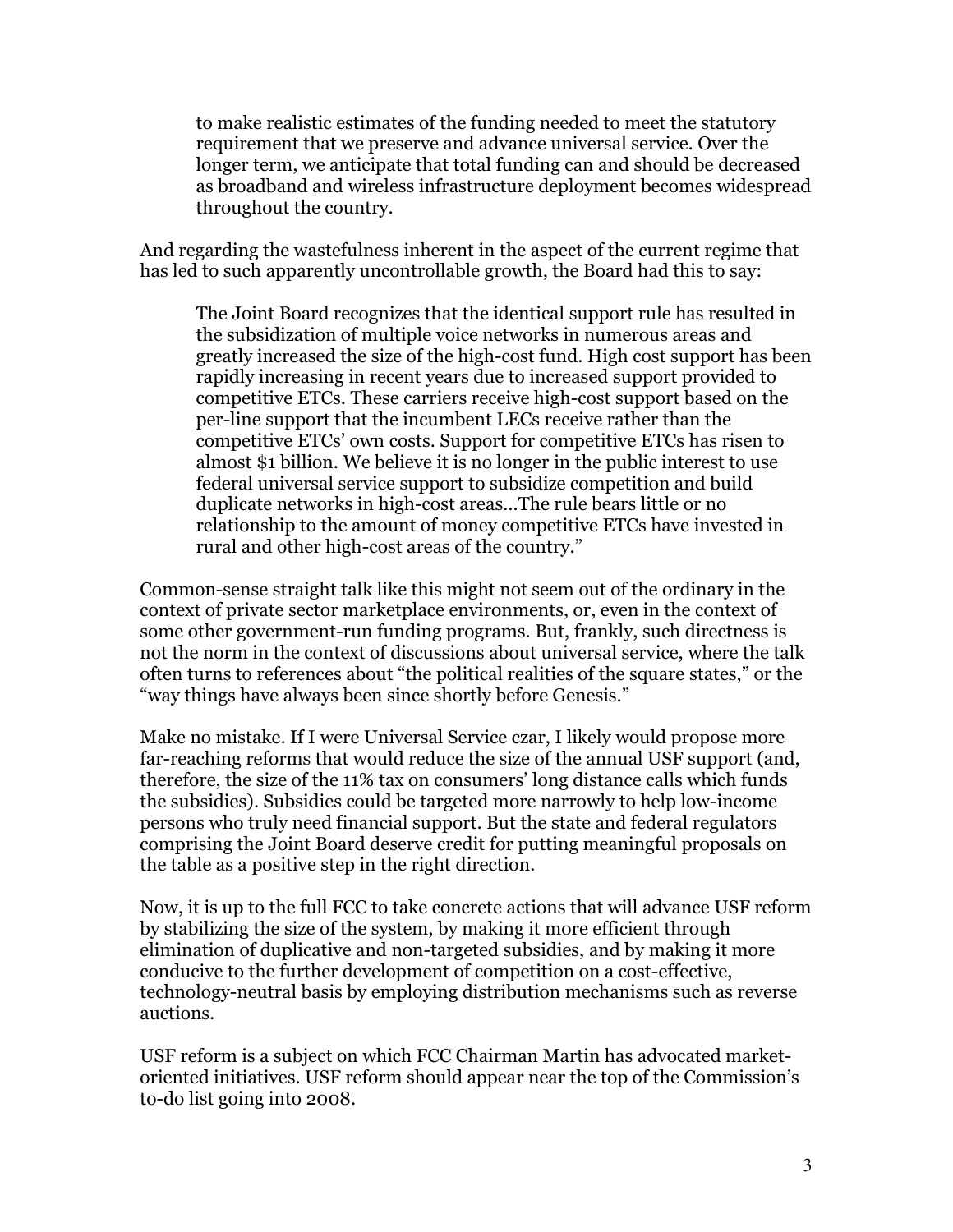> to make realistic estimates of the funding needed to meet the statutory requirement that we preserve and advance universal service. Over the longer term, we anticipate that total funding can and should be decreased as broadband and wireless infrastructure deployment becomes widespread throughout the country.

And regarding the wastefulness inherent in the aspect of the current regime that has led to such apparently uncontrollable growth, the Board had this to say:

> The Joint Board recognizes that the identical support rule has resulted in the subsidization of multiple voice networks in numerous areas and greatly increased the size of the high-cost fund. High cost support has been rapidly increasing in recent years due to increased support provided to competitive ETCs. These carriers receive high-cost support based on the per-line support that the incumbent LECs receive rather than the competitive ETCs' own costs. Support for competitive ETCs has risen to almost $1 billion. We believe it is no longer in the public interest to use federal universal service support to subsidize competition and build duplicate networks in high-cost areas…The rule bears little or no relationship to the amount of money competitive ETCs have invested in rural and other high-cost areas of the country."

Common-sense straight talk like this might not seem out of the ordinary in the context of private sector marketplace environments, or, even in the context of some other government-run funding programs. But, frankly, such directness is not the norm in the context of discussions about universal service, where the talk often turns to references about "the political realities of the square states," or the "way things have always been since shortly before Genesis."

Make no mistake. If I were Universal Service czar, I likely would propose more far-reaching reforms that would reduce the size of the annual USF support (and, therefore, the size of the 11% tax on consumers' long distance calls which funds the subsidies). Subsidies could be targeted more narrowly to help low-income persons who truly need financial support. But the state and federal regulators comprising the Joint Board deserve credit for putting meaningful proposals on the table as a positive step in the right direction.

Now, it is up to the full FCC to take concrete actions that will advance USF reform by stabilizing the size of the system, by making it more efficient through elimination of duplicative and non-targeted subsidies, and by making it more conducive to the further development of competition on a cost-effective, technology-neutral basis by employing distribution mechanisms such as reverse auctions.

USF reform is a subject on which FCC Chairman Martin has advocated market-oriented initiatives. USF reform should appear near the top of the Commission's to-do list going into 2008.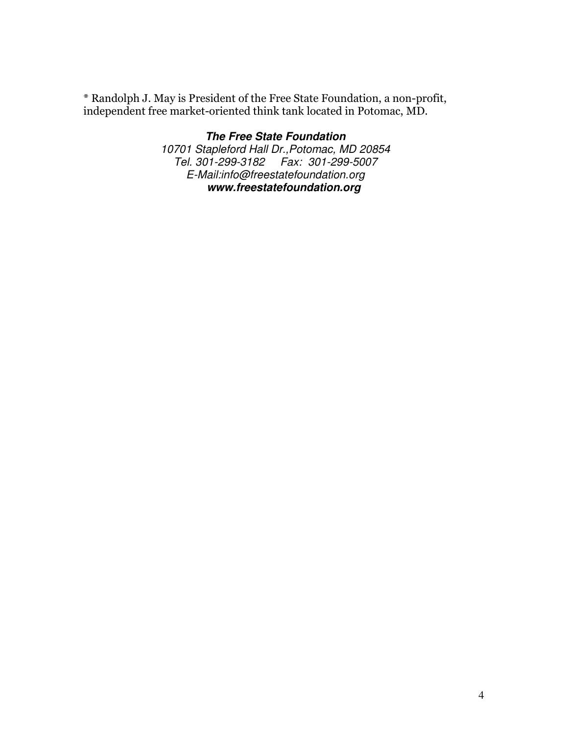* Randolph J. May is President of the Free State Foundation, a non-profit, independent free market-oriented think tank located in Potomac, MD.

***The Free State Foundation***
*10701 Stapleford Hall Dr.,Potomac, MD 20854*
*Tel. 301-299-3182 Fax: 301-299-5007*
*E-Mail:info@freestatefoundation.org*
***www.freestatefoundation.org***